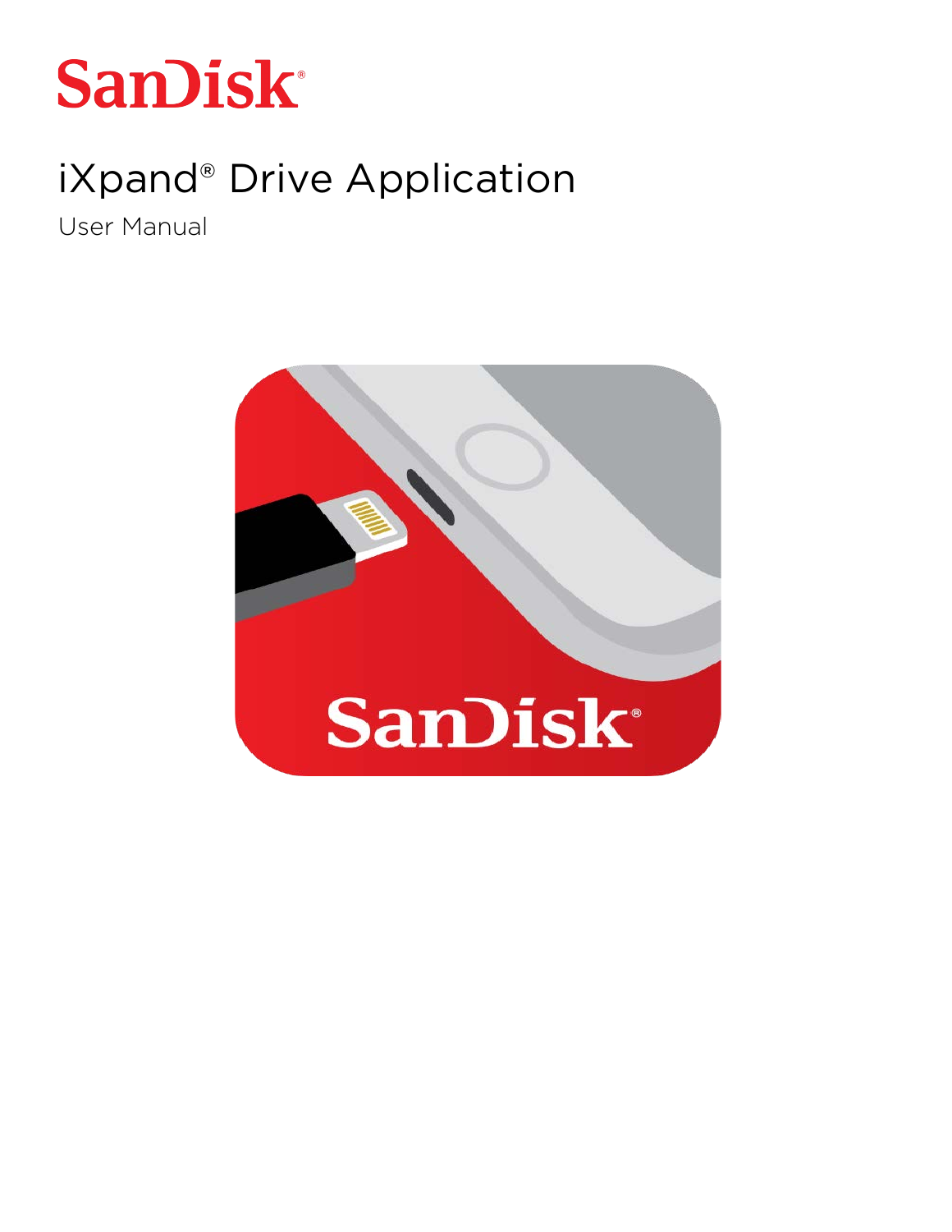SanDisk®

# iXpand® Drive Application

User Manual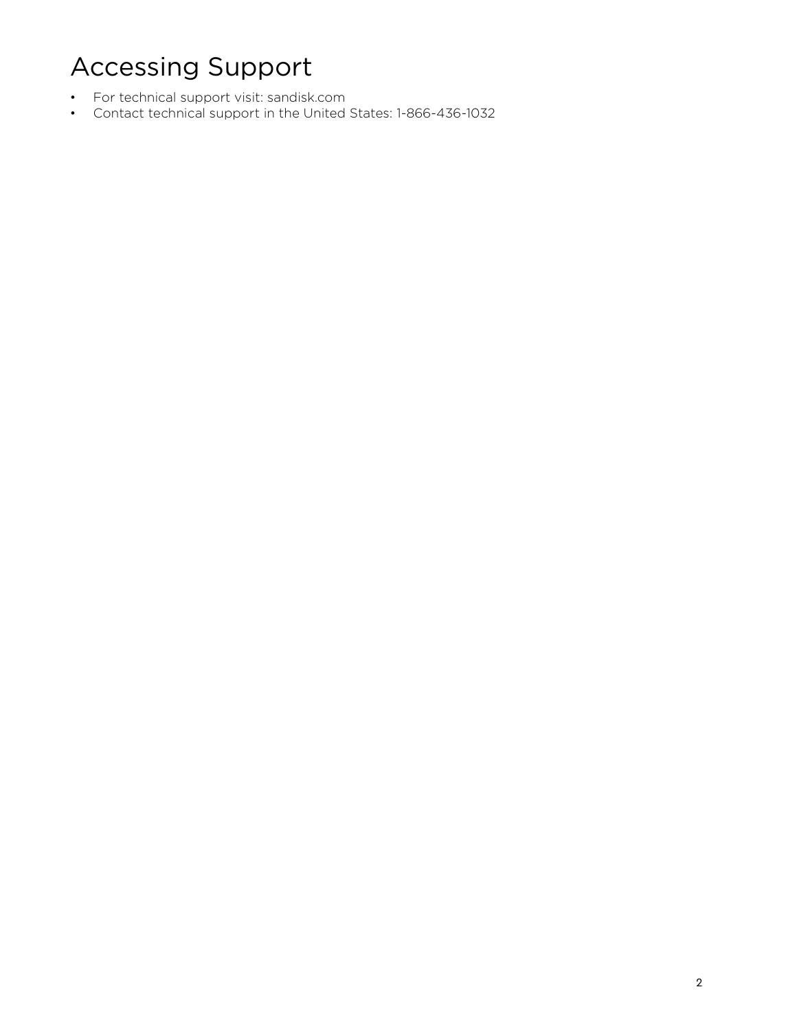# Accessing Support

- For technical support visit: sandisk.com
- Contact technical support in the United States: 1-866-436-1032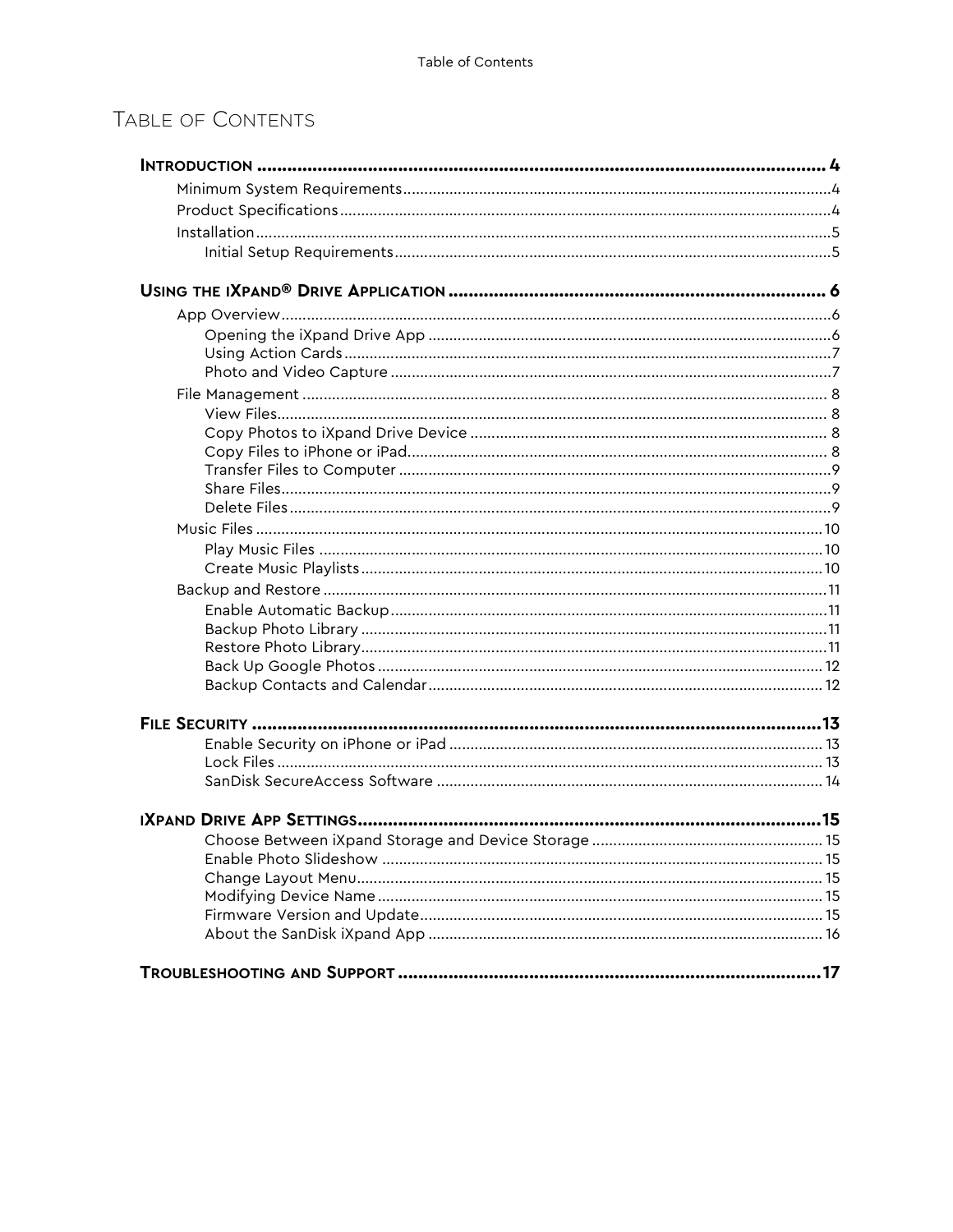# Table of Contents

**Introduction** .......... 4

- Minimum System Requirements .......... 4
- Product Specifications .......... 4
- Installation .......... 5
  - Initial Setup Requirements .......... 5

**Using the iXpand® Drive Application** .......... 6

- App Overview .......... 6
  - Opening the iXpand Drive App .......... 6
  - Using Action Cards .......... 7
  - Photo and Video Capture .......... 7
- File Management .......... 8
  - View Files .......... 8
  - Copy Photos to iXpand Drive Device .......... 8
  - Copy Files to iPhone or iPad .......... 8
  - Transfer Files to Computer .......... 9
  - Share Files .......... 9
  - Delete Files .......... 9
- Music Files .......... 10
  - Play Music Files .......... 10
  - Create Music Playlists .......... 10
- Backup and Restore .......... 11
  - Enable Automatic Backup .......... 11
  - Backup Photo Library .......... 11
  - Restore Photo Library .......... 11
  - Back Up Google Photos .......... 12
  - Backup Contacts and Calendar .......... 12

**File Security** .......... 13

- Enable Security on iPhone or iPad .......... 13
- Lock Files .......... 13
- SanDisk SecureAccess Software .......... 14

**iXpand Drive App Settings** .......... 15

- Choose Between iXpand Storage and Device Storage .......... 15
- Enable Photo Slideshow .......... 15
- Change Layout Menu .......... 15
- Modifying Device Name .......... 15
- Firmware Version and Update .......... 15
- About the SanDisk iXpand App .......... 16

**Troubleshooting and Support** .......... 17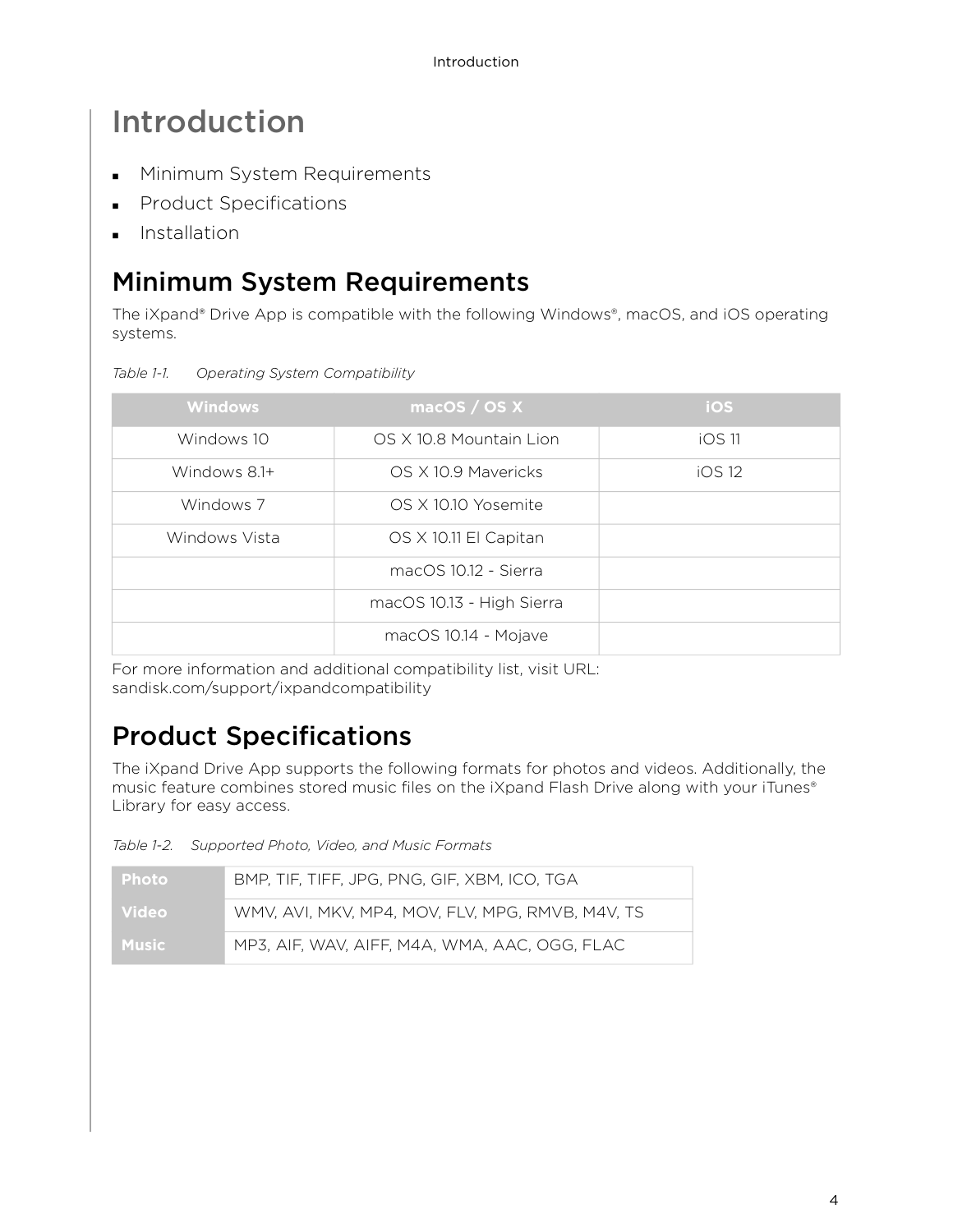# Introduction

- Minimum System Requirements
- Product Specifications
- Installation

## Minimum System Requirements

The iXpand® Drive App is compatible with the following Windows®, macOS, and iOS operating systems.

*Table 1-1. Operating System Compatibility*

| Windows | macOS / OS X | iOS |
|---|---|---|
| Windows 10 | OS X 10.8 Mountain Lion | iOS 11 |
| Windows 8.1+ | OS X 10.9 Mavericks | iOS 12 |
| Windows 7 | OS X 10.10 Yosemite | |
| Windows Vista | OS X 10.11 El Capitan | |
| | macOS 10.12 - Sierra | |
| | macOS 10.13 - High Sierra | |
| | macOS 10.14 - Mojave | |

For more information and additional compatibility list, visit URL: sandisk.com/support/ixpandcompatibility

## Product Specifications

The iXpand Drive App supports the following formats for photos and videos. Additionally, the music feature combines stored music files on the iXpand Flash Drive along with your iTunes® Library for easy access.

*Table 1-2. Supported Photo, Video, and Music Formats*

| | |
|---|---|
| **Photo** | BMP, TIF, TIFF, JPG, PNG, GIF, XBM, ICO, TGA |
| **Video** | WMV, AVI, MKV, MP4, MOV, FLV, MPG, RMVB, M4V, TS |
| **Music** | MP3, AIF, WAV, AIFF, M4A, WMA, AAC, OGG, FLAC |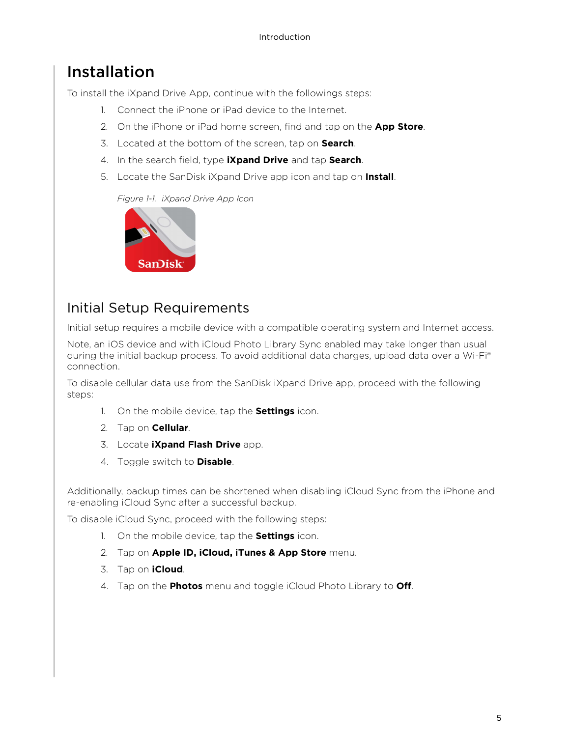# Installation

To install the iXpand Drive App, continue with the followings steps:

1. Connect the iPhone or iPad device to the Internet.
2. On the iPhone or iPad home screen, find and tap on the **App Store**.
3. Located at the bottom of the screen, tap on **Search**.
4. In the search field, type **iXpand Drive** and tap **Search**.
5. Locate the SanDisk iXpand Drive app icon and tap on **Install**.

*Figure 1-1. iXpand Drive App Icon*

## Initial Setup Requirements

Initial setup requires a mobile device with a compatible operating system and Internet access.

Note, an iOS device and with iCloud Photo Library Sync enabled may take longer than usual during the initial backup process. To avoid additional data charges, upload data over a Wi-Fi® connection.

To disable cellular data use from the SanDisk iXpand Drive app, proceed with the following steps:

1. On the mobile device, tap the **Settings** icon.
2. Tap on **Cellular**.
3. Locate **iXpand Flash Drive** app.
4. Toggle switch to **Disable**.

Additionally, backup times can be shortened when disabling iCloud Sync from the iPhone and re-enabling iCloud Sync after a successful backup.

To disable iCloud Sync, proceed with the following steps:

1. On the mobile device, tap the **Settings** icon.
2. Tap on **Apple ID, iCloud, iTunes & App Store** menu.
3. Tap on **iCloud**.
4. Tap on the **Photos** menu and toggle iCloud Photo Library to **Off**.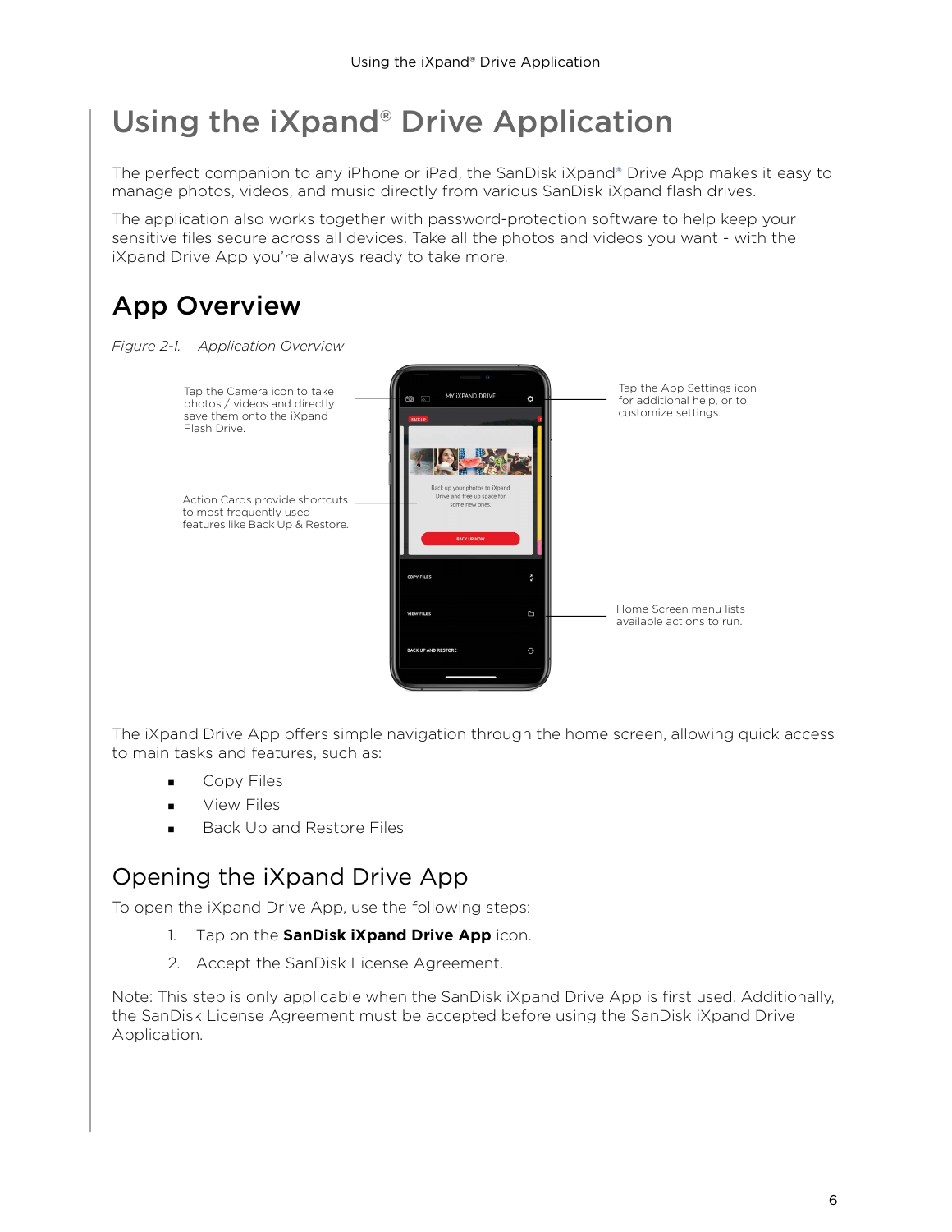# Using the iXpand® Drive Application

The perfect companion to any iPhone or iPad, the SanDisk iXpand® Drive App makes it easy to manage photos, videos, and music directly from various SanDisk iXpand flash drives.

The application also works together with password-protection software to help keep your sensitive files secure across all devices. Take all the photos and videos you want - with the iXpand Drive App you're always ready to take more.

## App Overview

*Figure 2-1. Application Overview*

Tap the Camera icon to take photos / videos and directly save them onto the iXpand Flash Drive.

Action Cards provide shortcuts to most frequently used features like Back Up & Restore.

Tap the App Settings icon for additional help, or to customize settings.

Home Screen menu lists available actions to run.

The iXpand Drive App offers simple navigation through the home screen, allowing quick access to main tasks and features, such as:

- Copy Files
- View Files
- Back Up and Restore Files

### Opening the iXpand Drive App

To open the iXpand Drive App, use the following steps:

1. Tap on the **SanDisk iXpand Drive App** icon.
2. Accept the SanDisk License Agreement.

Note: This step is only applicable when the SanDisk iXpand Drive App is first used. Additionally, the SanDisk License Agreement must be accepted before using the SanDisk iXpand Drive Application.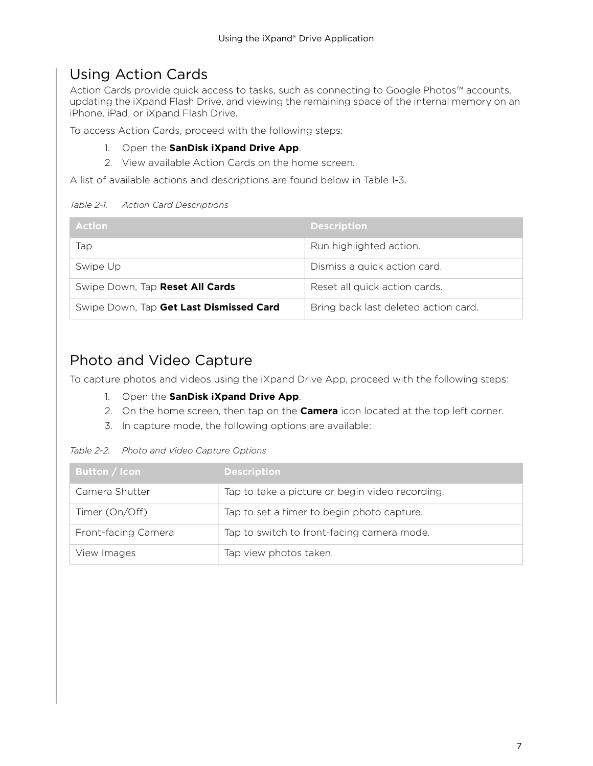## Using Action Cards

Action Cards provide quick access to tasks, such as connecting to Google Photos™ accounts, updating the iXpand Flash Drive, and viewing the remaining space of the internal memory on an iPhone, iPad, or iXpand Flash Drive.

To access Action Cards, proceed with the following steps:

1. Open the **SanDisk iXpand Drive App**.
2. View available Action Cards on the home screen.

A list of available actions and descriptions are found below in Table 1-3.

*Table 2-1. Action Card Descriptions*

| Action | Description |
|---|---|
| Tap | Run highlighted action. |
| Swipe Up | Dismiss a quick action card. |
| Swipe Down, Tap **Reset All Cards** | Reset all quick action cards. |
| Swipe Down, Tap **Get Last Dismissed Card** | Bring back last deleted action card. |

## Photo and Video Capture

To capture photos and videos using the iXpand Drive App, proceed with the following steps:

1. Open the **SanDisk iXpand Drive App**.
2. On the home screen, then tap on the **Camera** icon located at the top left corner.
3. In capture mode, the following options are available:

*Table 2-2. Photo and Video Capture Options*

| Button / Icon | Description |
|---|---|
| Camera Shutter | Tap to take a picture or begin video recording. |
| Timer (On/Off) | Tap to set a timer to begin photo capture. |
| Front-facing Camera | Tap to switch to front-facing camera mode. |
| View Images | Tap view photos taken. |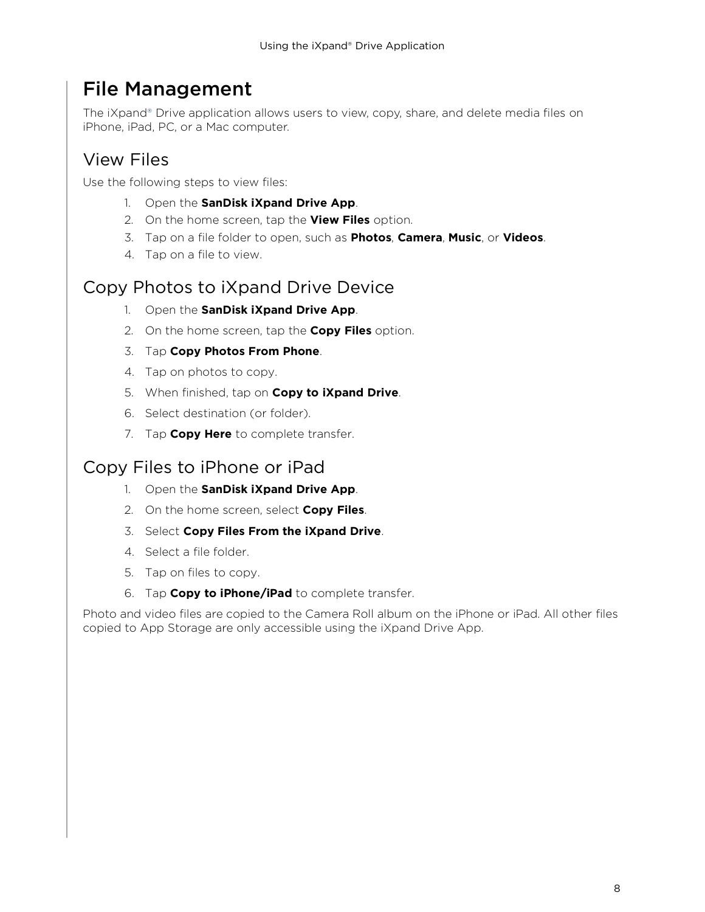# File Management

The iXpand® Drive application allows users to view, copy, share, and delete media files on iPhone, iPad, PC, or a Mac computer.

## View Files

Use the following steps to view files:

1. Open the **SanDisk iXpand Drive App**.
2. On the home screen, tap the **View Files** option.
3. Tap on a file folder to open, such as **Photos**, **Camera**, **Music**, or **Videos**.
4. Tap on a file to view.

## Copy Photos to iXpand Drive Device

1. Open the **SanDisk iXpand Drive App**.
2. On the home screen, tap the **Copy Files** option.
3. Tap **Copy Photos From Phone**.
4. Tap on photos to copy.
5. When finished, tap on **Copy to iXpand Drive**.
6. Select destination (or folder).
7. Tap **Copy Here** to complete transfer.

## Copy Files to iPhone or iPad

1. Open the **SanDisk iXpand Drive App**.
2. On the home screen, select **Copy Files**.
3. Select **Copy Files From the iXpand Drive**.
4. Select a file folder.
5. Tap on files to copy.
6. Tap **Copy to iPhone/iPad** to complete transfer.

Photo and video files are copied to the Camera Roll album on the iPhone or iPad. All other files copied to App Storage are only accessible using the iXpand Drive App.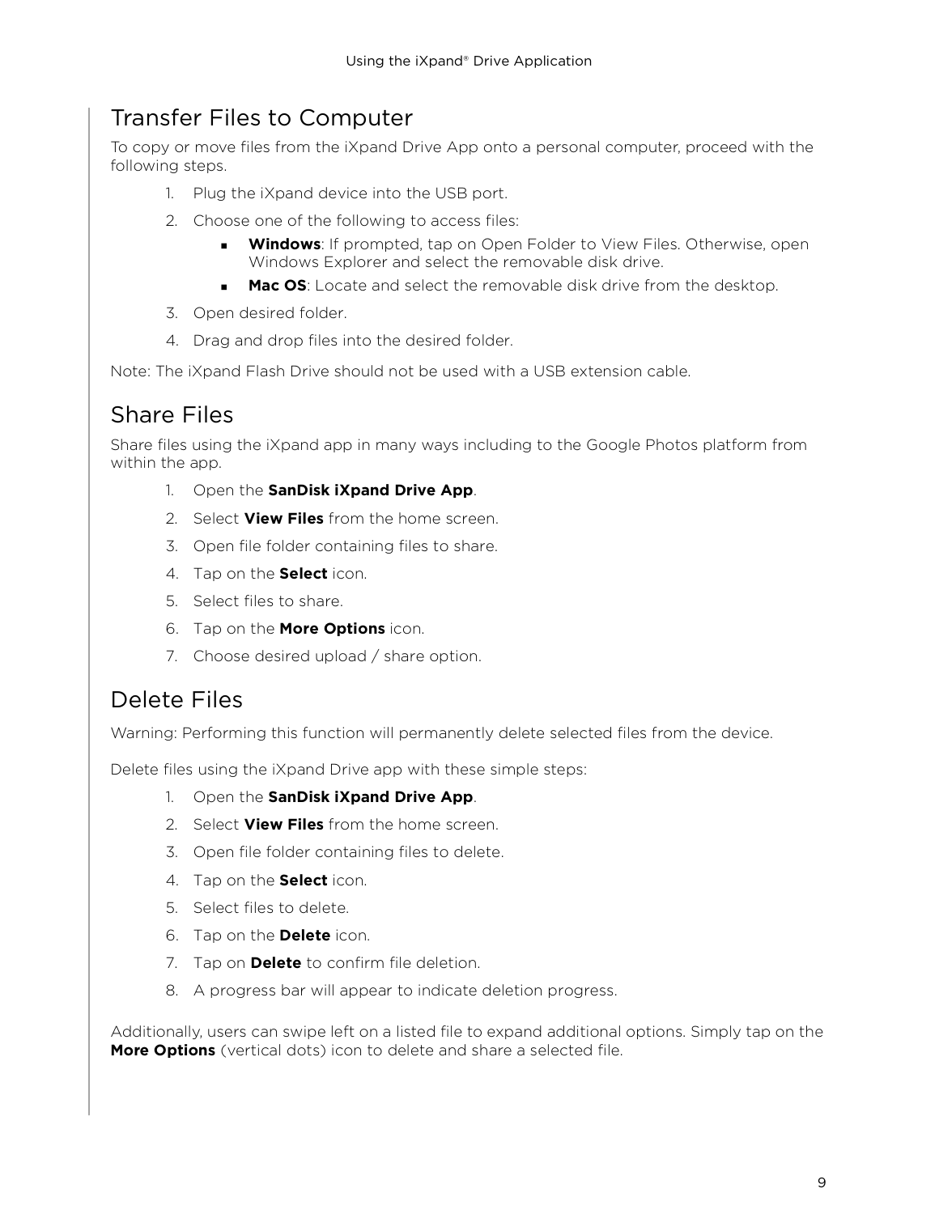## Transfer Files to Computer

To copy or move files from the iXpand Drive App onto a personal computer, proceed with the following steps.

1. Plug the iXpand device into the USB port.
2. Choose one of the following to access files:
   - **Windows**: If prompted, tap on Open Folder to View Files. Otherwise, open Windows Explorer and select the removable disk drive.
   - **Mac OS**: Locate and select the removable disk drive from the desktop.
3. Open desired folder.
4. Drag and drop files into the desired folder.

Note: The iXpand Flash Drive should not be used with a USB extension cable.

## Share Files

Share files using the iXpand app in many ways including to the Google Photos platform from within the app.

1. Open the **SanDisk iXpand Drive App**.
2. Select **View Files** from the home screen.
3. Open file folder containing files to share.
4. Tap on the **Select** icon.
5. Select files to share.
6. Tap on the **More Options** icon.
7. Choose desired upload / share option.

## Delete Files

Warning: Performing this function will permanently delete selected files from the device.

Delete files using the iXpand Drive app with these simple steps:

1. Open the **SanDisk iXpand Drive App**.
2. Select **View Files** from the home screen.
3. Open file folder containing files to delete.
4. Tap on the **Select** icon.
5. Select files to delete.
6. Tap on the **Delete** icon.
7. Tap on **Delete** to confirm file deletion.
8. A progress bar will appear to indicate deletion progress.

Additionally, users can swipe left on a listed file to expand additional options. Simply tap on the **More Options** (vertical dots) icon to delete and share a selected file.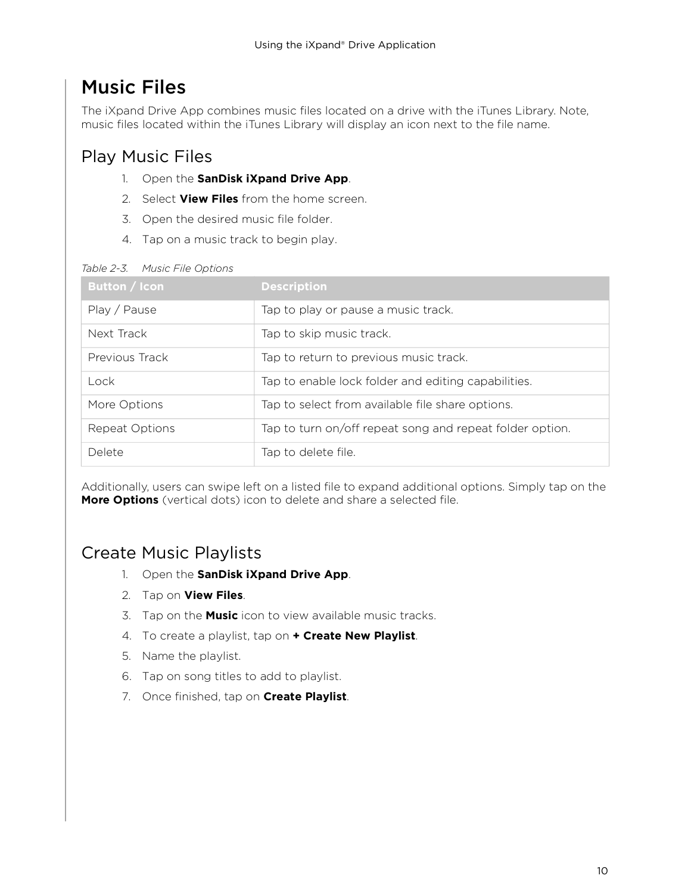# Music Files

The iXpand Drive App combines music files located on a drive with the iTunes Library. Note, music files located within the iTunes Library will display an icon next to the file name.

## Play Music Files

1. Open the **SanDisk iXpand Drive App**.
2. Select **View Files** from the home screen.
3. Open the desired music file folder.
4. Tap on a music track to begin play.

*Table 2-3. Music File Options*

| Button / Icon | Description |
|---|---|
| Play / Pause | Tap to play or pause a music track. |
| Next Track | Tap to skip music track. |
| Previous Track | Tap to return to previous music track. |
| Lock | Tap to enable lock folder and editing capabilities. |
| More Options | Tap to select from available file share options. |
| Repeat Options | Tap to turn on/off repeat song and repeat folder option. |
| Delete | Tap to delete file. |

Additionally, users can swipe left on a listed file to expand additional options. Simply tap on the **More Options** (vertical dots) icon to delete and share a selected file.

## Create Music Playlists

1. Open the **SanDisk iXpand Drive App**.
2. Tap on **View Files**.
3. Tap on the **Music** icon to view available music tracks.
4. To create a playlist, tap on **+ Create New Playlist**.
5. Name the playlist.
6. Tap on song titles to add to playlist.
7. Once finished, tap on **Create Playlist**.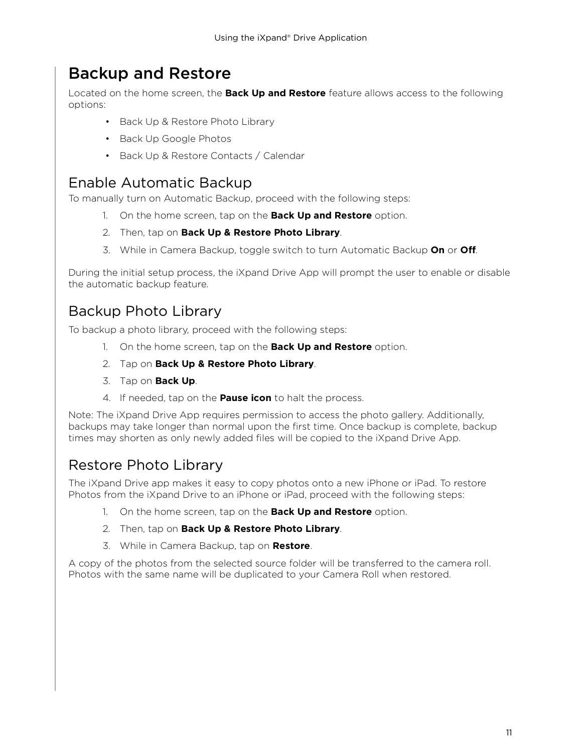# Backup and Restore

Located on the home screen, the **Back Up and Restore** feature allows access to the following options:

- Back Up & Restore Photo Library
- Back Up Google Photos
- Back Up & Restore Contacts / Calendar

## Enable Automatic Backup

To manually turn on Automatic Backup, proceed with the following steps:

1. On the home screen, tap on the **Back Up and Restore** option.
2. Then, tap on **Back Up & Restore Photo Library**.
3. While in Camera Backup, toggle switch to turn Automatic Backup **On** or **Off**.

During the initial setup process, the iXpand Drive App will prompt the user to enable or disable the automatic backup feature.

## Backup Photo Library

To backup a photo library, proceed with the following steps:

1. On the home screen, tap on the **Back Up and Restore** option.
2. Tap on **Back Up & Restore Photo Library**.
3. Tap on **Back Up**.
4. If needed, tap on the **Pause icon** to halt the process.

Note: The iXpand Drive App requires permission to access the photo gallery. Additionally, backups may take longer than normal upon the first time. Once backup is complete, backup times may shorten as only newly added files will be copied to the iXpand Drive App.

## Restore Photo Library

The iXpand Drive app makes it easy to copy photos onto a new iPhone or iPad. To restore Photos from the iXpand Drive to an iPhone or iPad, proceed with the following steps:

1. On the home screen, tap on the **Back Up and Restore** option.
2. Then, tap on **Back Up & Restore Photo Library**.
3. While in Camera Backup, tap on **Restore**.

A copy of the photos from the selected source folder will be transferred to the camera roll. Photos with the same name will be duplicated to your Camera Roll when restored.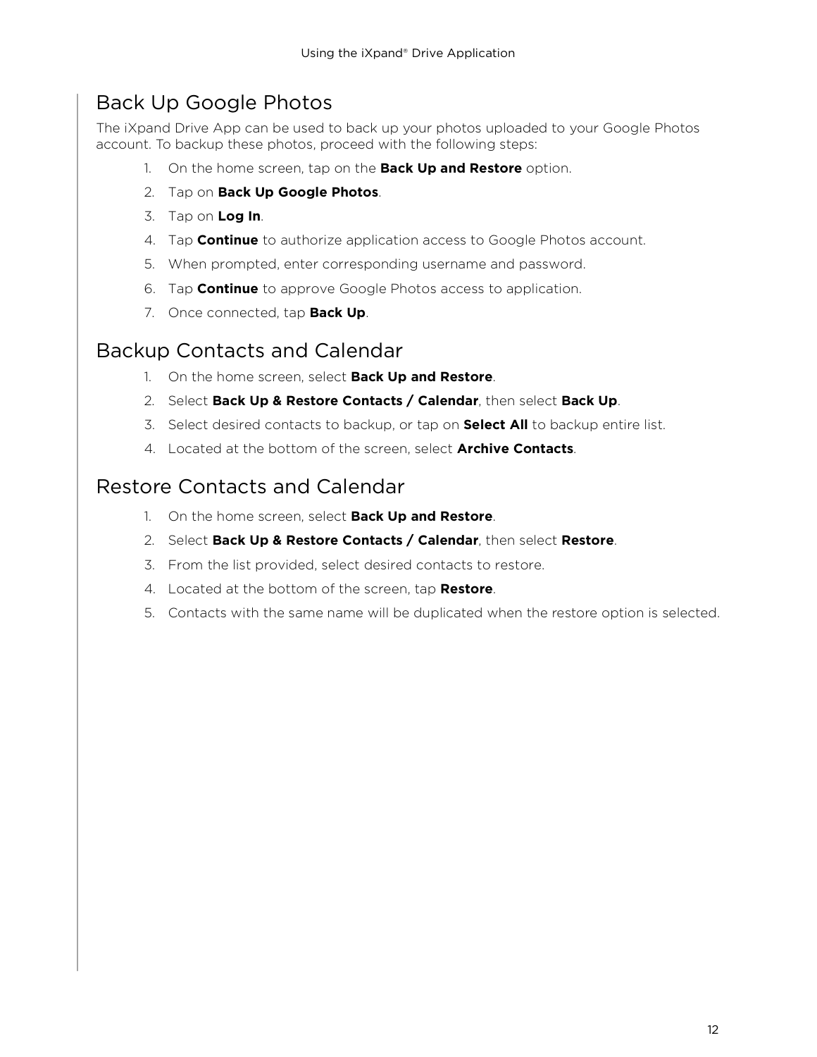## Back Up Google Photos

The iXpand Drive App can be used to back up your photos uploaded to your Google Photos account. To backup these photos, proceed with the following steps:

1. On the home screen, tap on the **Back Up and Restore** option.
2. Tap on **Back Up Google Photos**.
3. Tap on **Log In**.
4. Tap **Continue** to authorize application access to Google Photos account.
5. When prompted, enter corresponding username and password.
6. Tap **Continue** to approve Google Photos access to application.
7. Once connected, tap **Back Up**.

## Backup Contacts and Calendar

1. On the home screen, select **Back Up and Restore**.
2. Select **Back Up & Restore Contacts / Calendar**, then select **Back Up**.
3. Select desired contacts to backup, or tap on **Select All** to backup entire list.
4. Located at the bottom of the screen, select **Archive Contacts**.

## Restore Contacts and Calendar

1. On the home screen, select **Back Up and Restore**.
2. Select **Back Up & Restore Contacts / Calendar**, then select **Restore**.
3. From the list provided, select desired contacts to restore.
4. Located at the bottom of the screen, tap **Restore**.
5. Contacts with the same name will be duplicated when the restore option is selected.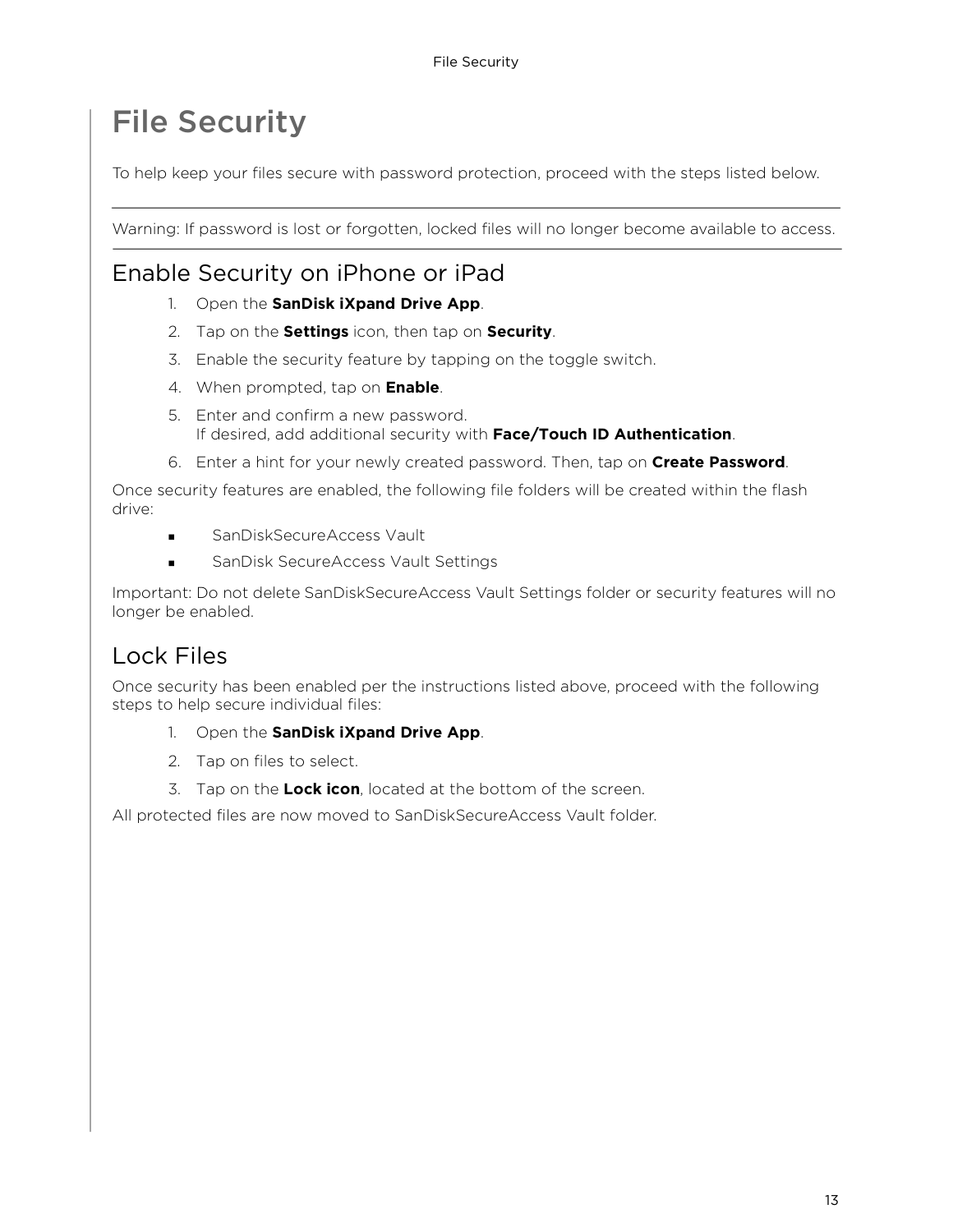# File Security

To help keep your files secure with password protection, proceed with the steps listed below.

---

Warning: If password is lost or forgotten, locked files will no longer become available to access.

---

## Enable Security on iPhone or iPad

1. Open the **SanDisk iXpand Drive App**.
2. Tap on the **Settings** icon, then tap on **Security**.
3. Enable the security feature by tapping on the toggle switch.
4. When prompted, tap on **Enable**.
5. Enter and confirm a new password.
   If desired, add additional security with **Face/Touch ID Authentication**.
6. Enter a hint for your newly created password. Then, tap on **Create Password**.

Once security features are enabled, the following file folders will be created within the flash drive:

- SanDiskSecureAccess Vault
- SanDisk SecureAccess Vault Settings

Important: Do not delete SanDiskSecureAccess Vault Settings folder or security features will no longer be enabled.

## Lock Files

Once security has been enabled per the instructions listed above, proceed with the following steps to help secure individual files:

1. Open the **SanDisk iXpand Drive App**.
2. Tap on files to select.
3. Tap on the **Lock icon**, located at the bottom of the screen.

All protected files are now moved to SanDiskSecureAccess Vault folder.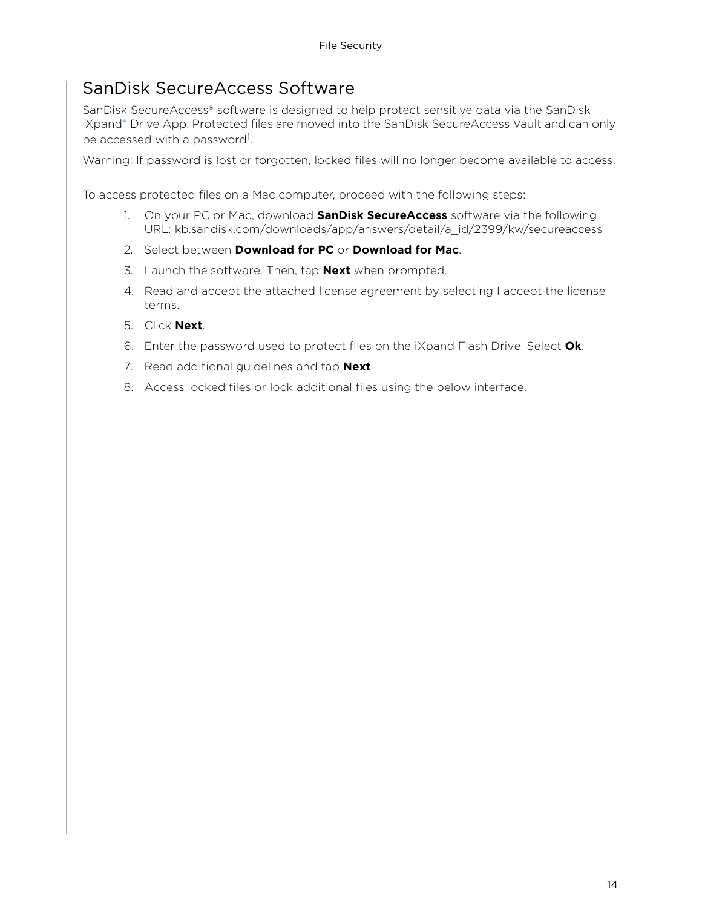## SanDisk SecureAccess Software

SanDisk SecureAccess® software is designed to help protect sensitive data via the SanDisk iXpand® Drive App. Protected files are moved into the SanDisk SecureAccess Vault and can only be accessed with a password[1].

Warning: If password is lost or forgotten, locked files will no longer become available to access.

To access protected files on a Mac computer, proceed with the following steps:

1. On your PC or Mac, download **SanDisk SecureAccess** software via the following URL: kb.sandisk.com/downloads/app/answers/detail/a_id/2399/kw/secureaccess
2. Select between **Download for PC** or **Download for Mac**.
3. Launch the software. Then, tap **Next** when prompted.
4. Read and accept the attached license agreement by selecting I accept the license terms.
5. Click **Next**.
6. Enter the password used to protect files on the iXpand Flash Drive. Select **Ok**.
7. Read additional guidelines and tap **Next**.
8. Access locked files or lock additional files using the below interface.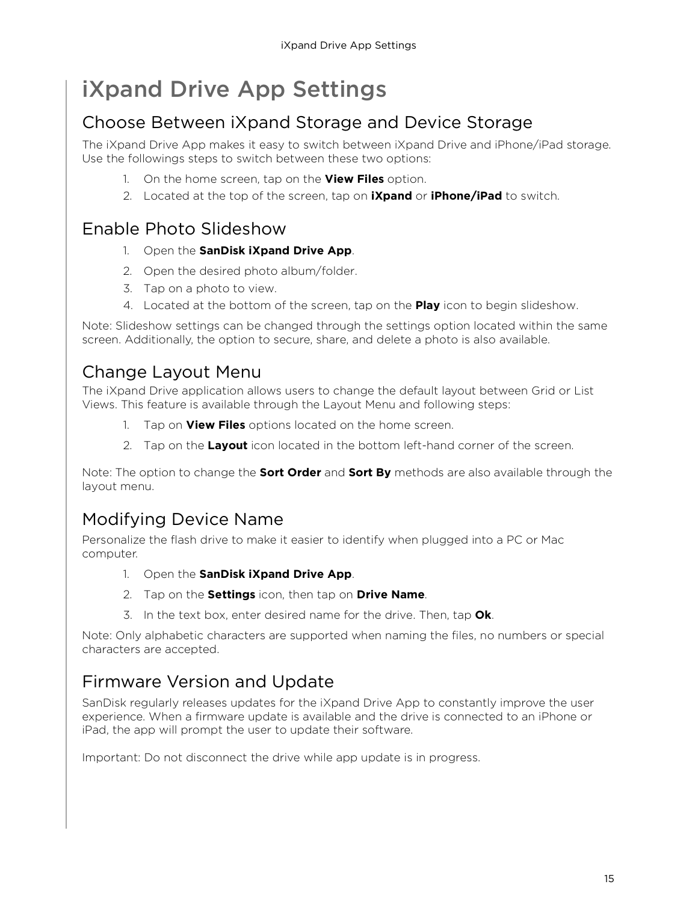# iXpand Drive App Settings

## Choose Between iXpand Storage and Device Storage

The iXpand Drive App makes it easy to switch between iXpand Drive and iPhone/iPad storage. Use the followings steps to switch between these two options:

1. On the home screen, tap on the **View Files** option.
2. Located at the top of the screen, tap on **iXpand** or **iPhone/iPad** to switch.

## Enable Photo Slideshow

1. Open the **SanDisk iXpand Drive App**.
2. Open the desired photo album/folder.
3. Tap on a photo to view.
4. Located at the bottom of the screen, tap on the **Play** icon to begin slideshow.

Note: Slideshow settings can be changed through the settings option located within the same screen. Additionally, the option to secure, share, and delete a photo is also available.

## Change Layout Menu

The iXpand Drive application allows users to change the default layout between Grid or List Views. This feature is available through the Layout Menu and following steps:

1. Tap on **View Files** options located on the home screen.
2. Tap on the **Layout** icon located in the bottom left-hand corner of the screen.

Note: The option to change the **Sort Order** and **Sort By** methods are also available through the layout menu.

## Modifying Device Name

Personalize the flash drive to make it easier to identify when plugged into a PC or Mac computer.

1. Open the **SanDisk iXpand Drive App**.
2. Tap on the **Settings** icon, then tap on **Drive Name**.
3. In the text box, enter desired name for the drive. Then, tap **Ok**.

Note: Only alphabetic characters are supported when naming the files, no numbers or special characters are accepted.

## Firmware Version and Update

SanDisk regularly releases updates for the iXpand Drive App to constantly improve the user experience. When a firmware update is available and the drive is connected to an iPhone or iPad, the app will prompt the user to update their software.

Important: Do not disconnect the drive while app update is in progress.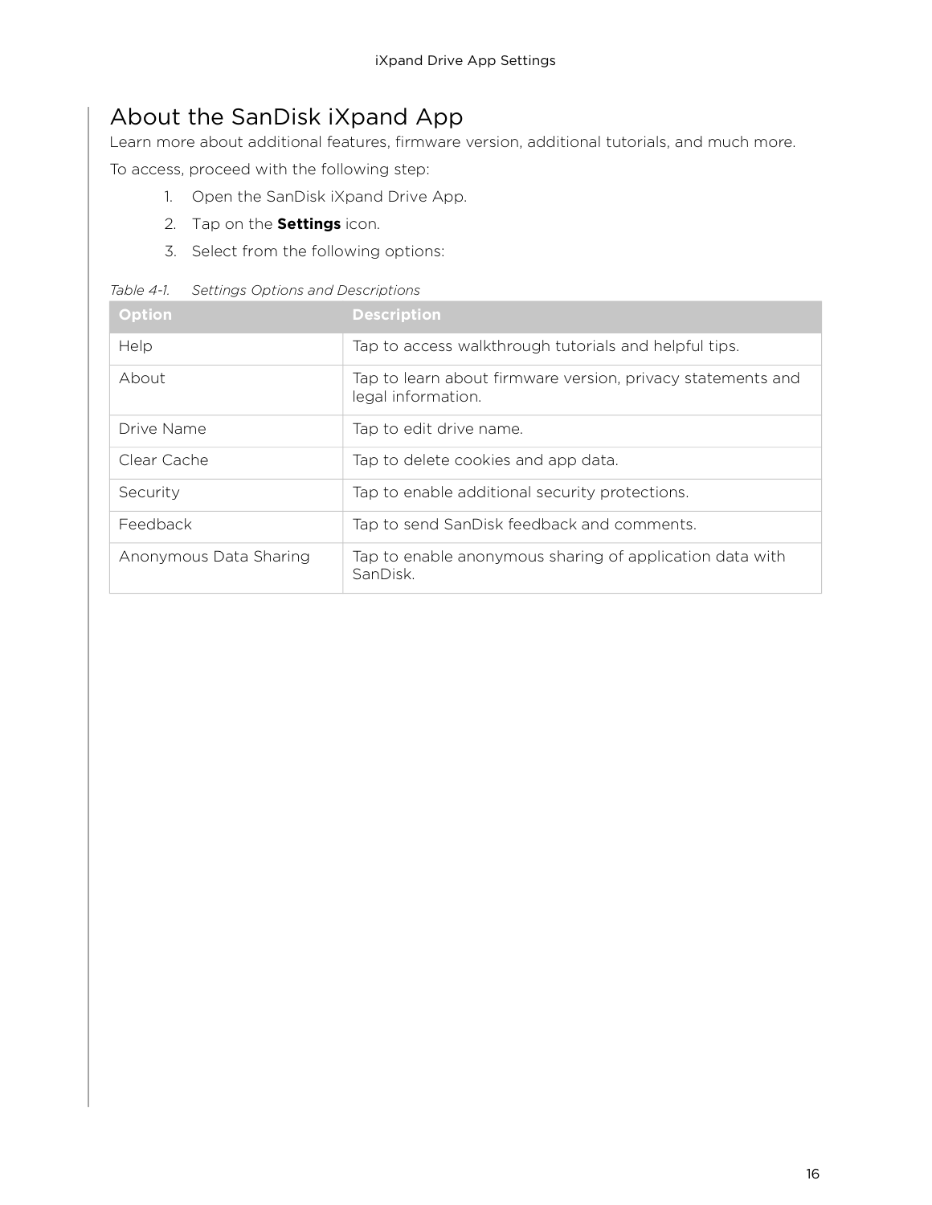# About the SanDisk iXpand App

Learn more about additional features, firmware version, additional tutorials, and much more.

To access, proceed with the following step:

1. Open the SanDisk iXpand Drive App.
2. Tap on the **Settings** icon.
3. Select from the following options:

*Table 4-1. Settings Options and Descriptions*

| Option | Description |
|---|---|
| Help | Tap to access walkthrough tutorials and helpful tips. |
| About | Tap to learn about firmware version, privacy statements and legal information. |
| Drive Name | Tap to edit drive name. |
| Clear Cache | Tap to delete cookies and app data. |
| Security | Tap to enable additional security protections. |
| Feedback | Tap to send SanDisk feedback and comments. |
| Anonymous Data Sharing | Tap to enable anonymous sharing of application data with SanDisk. |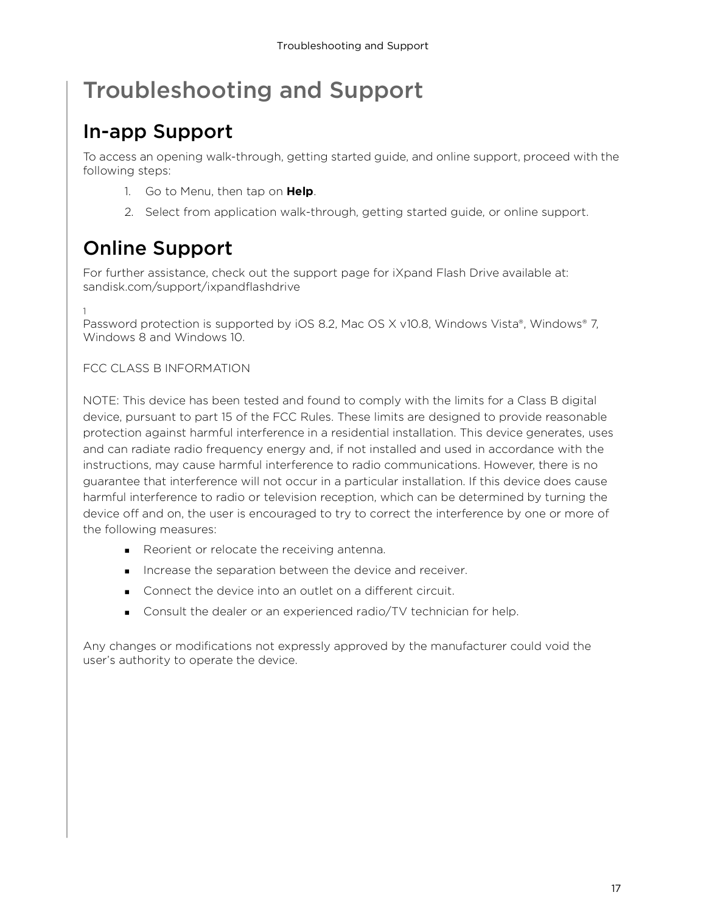# Troubleshooting and Support

## In-app Support

To access an opening walk-through, getting started guide, and online support, proceed with the following steps:

1. Go to Menu, then tap on **Help**.
2. Select from application walk-through, getting started guide, or online support.

## Online Support

For further assistance, check out the support page for iXpand Flash Drive available at: sandisk.com/support/ixpandflashdrive

[1] Password protection is supported by iOS 8.2, Mac OS X v10.8, Windows Vista®, Windows® 7, Windows 8 and Windows 10.

FCC CLASS B INFORMATION

NOTE: This device has been tested and found to comply with the limits for a Class B digital device, pursuant to part 15 of the FCC Rules. These limits are designed to provide reasonable protection against harmful interference in a residential installation. This device generates, uses and can radiate radio frequency energy and, if not installed and used in accordance with the instructions, may cause harmful interference to radio communications. However, there is no guarantee that interference will not occur in a particular installation. If this device does cause harmful interference to radio or television reception, which can be determined by turning the device off and on, the user is encouraged to try to correct the interference by one or more of the following measures:

- Reorient or relocate the receiving antenna.
- Increase the separation between the device and receiver.
- Connect the device into an outlet on a different circuit.
- Consult the dealer or an experienced radio/TV technician for help.

Any changes or modifications not expressly approved by the manufacturer could void the user's authority to operate the device.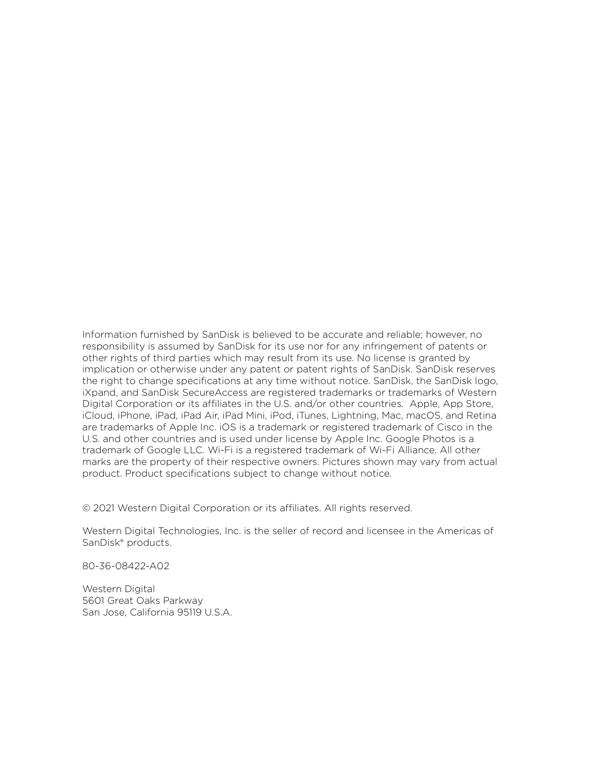Information furnished by SanDisk is believed to be accurate and reliable; however, no responsibility is assumed by SanDisk for its use nor for any infringement of patents or other rights of third parties which may result from its use. No license is granted by implication or otherwise under any patent or patent rights of SanDisk. SanDisk reserves the right to change specifications at any time without notice. SanDisk, the SanDisk logo, iXpand, and SanDisk SecureAccess are registered trademarks or trademarks of Western Digital Corporation or its affiliates in the U.S. and/or other countries. Apple, App Store, iCloud, iPhone, iPad, iPad Air, iPad Mini, iPod, iTunes, Lightning, Mac, macOS, and Retina are trademarks of Apple Inc. iOS is a trademark or registered trademark of Cisco in the U.S. and other countries and is used under license by Apple Inc. Google Photos is a trademark of Google LLC. Wi-Fi is a registered trademark of Wi-Fi Alliance. All other marks are the property of their respective owners. Pictures shown may vary from actual product. Product specifications subject to change without notice.

© 2021 Western Digital Corporation or its affiliates. All rights reserved.

Western Digital Technologies, Inc. is the seller of record and licensee in the Americas of SanDisk® products.

80-36-08422-A02

Western Digital
5601 Great Oaks Parkway
San Jose, California 95119 U.S.A.